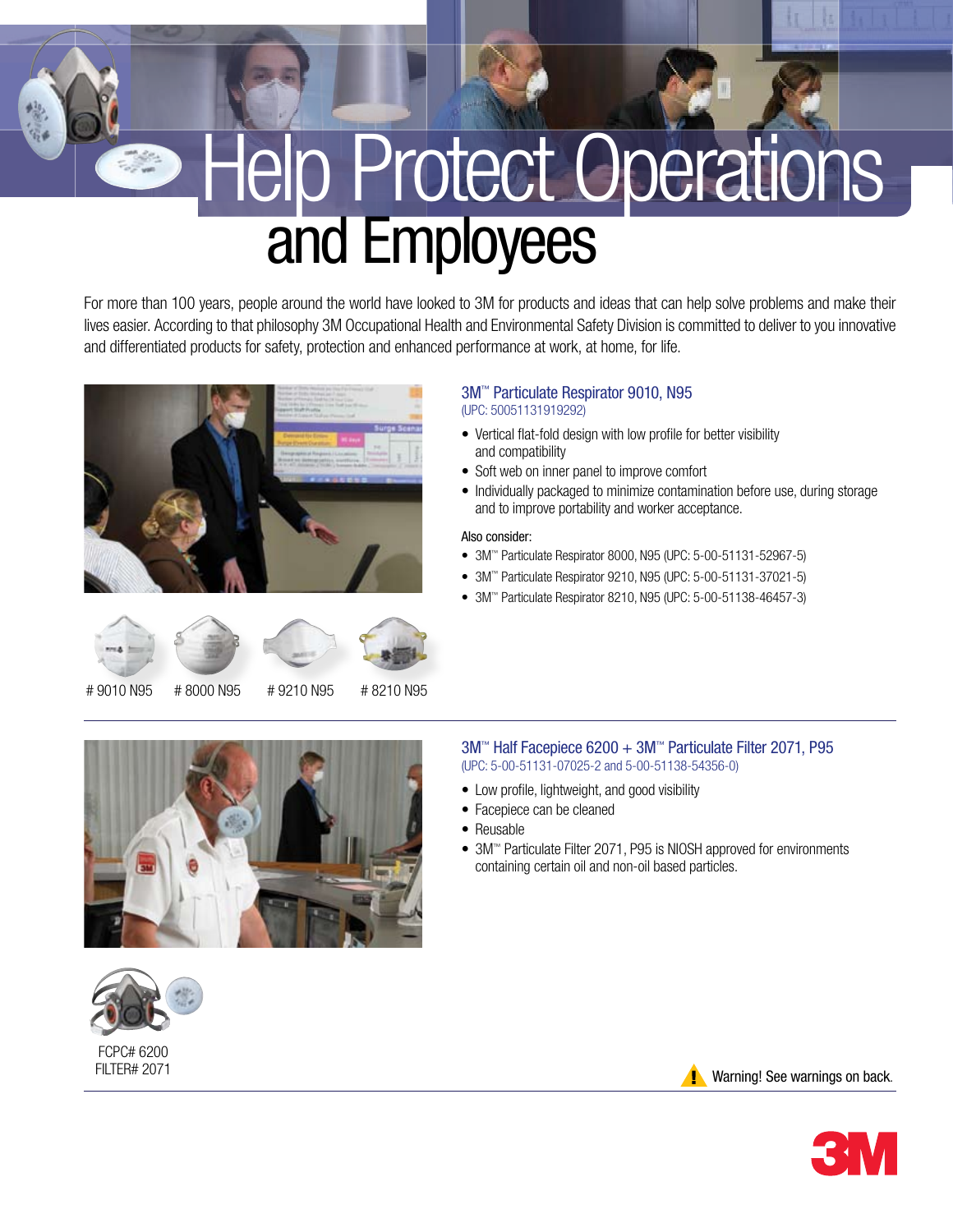# Help Protect Operations and Employees

For more than 100 years, people around the world have looked to 3M for products and ideas that can help solve problems and make their lives easier. According to that philosophy 3M Occupational Health and Environmental Safety Division is committed to deliver to you innovative and differentiated products for safety, protection and enhanced performance at work, at home, for life.

## 3M™ Particulate Respirator 9010, N95

(UPC: 50051131919292)

- Vertical flat-fold design with low profile for better visibility and compatibility
- Soft web on inner panel to improve comfort
- Individually packaged to minimize contamination before use, during storage and to improve portability and worker acceptance.

Also consider:

- 3M™ Particulate Respirator 8000, N95 (UPC: 5-00-51131-52967-5)
- 3M™ Particulate Respirator 9210, N95 (UPC: 5-00-51131-37021-5)
- 3M™ Particulate Respirator 8210, N95 (UPC: 5-00-51138-46457-3)

# 9010 N95 # 8000 N95 # 9210 N95 # 8210 N95

## 3M™ Half Facepiece 6200 + 3M™ Particulate Filter 2071, P95

(UPC: 5-00-51131-07025-2 and 5-00-51138-54356-0)

- Low profile, lightweight, and good visibility
- Facepiece can be cleaned
- Reusable
- 3M™ Particulate Filter 2071, P95 is NIOSH approved for environments containing certain oil and non-oil based particles.

FCPC# 6200
FILTER# 2071

Warning! See warnings on back.

3M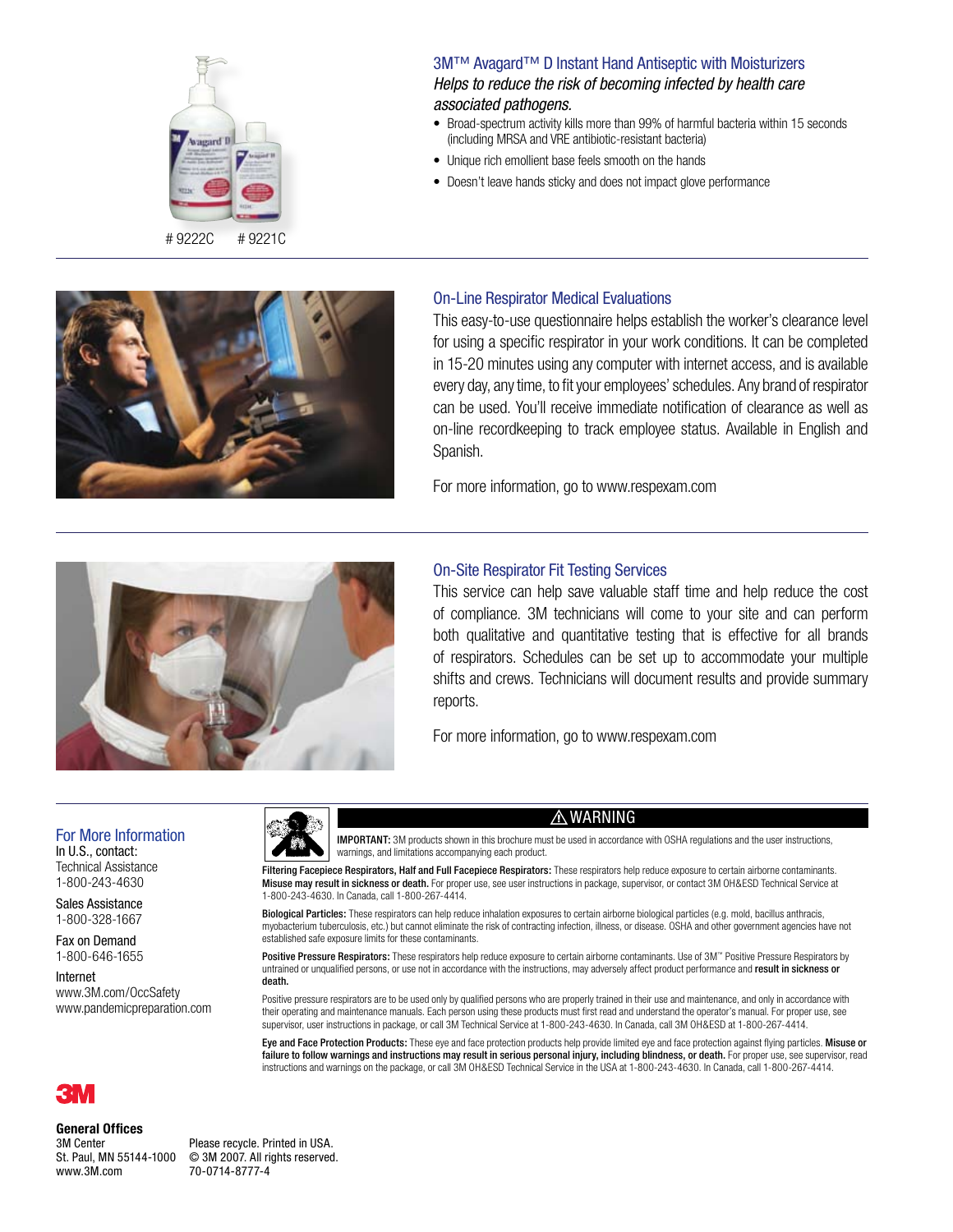## 3M™ Avagard™ D Instant Hand Antiseptic with Moisturizers

*Helps to reduce the risk of becoming infected by health care associated pathogens.*

- Broad-spectrum activity kills more than 99% of harmful bacteria within 15 seconds (including MRSA and VRE antibiotic-resistant bacteria)
- Unique rich emollient base feels smooth on the hands
- Doesn't leave hands sticky and does not impact glove performance

# 9222C # 9221C

## On-Line Respirator Medical Evaluations

This easy-to-use questionnaire helps establish the worker's clearance level for using a specific respirator in your work conditions. It can be completed in 15-20 minutes using any computer with internet access, and is available every day, any time, to fit your employees' schedules. Any brand of respirator can be used. You'll receive immediate notification of clearance as well as on-line recordkeeping to track employee status. Available in English and Spanish.

For more information, go to www.respexam.com

## On-Site Respirator Fit Testing Services

This service can help save valuable staff time and help reduce the cost of compliance. 3M technicians will come to your site and can perform both qualitative and quantitative testing that is effective for all brands of respirators. Schedules can be set up to accommodate your multiple shifts and crews. Technicians will document results and provide summary reports.

For more information, go to www.respexam.com

## For More Information

In U.S., contact:

Technical Assistance
1-800-243-4630

Sales Assistance
1-800-328-1667

Fax on Demand
1-800-646-1655

Internet
www.3M.com/OccSafety
www.pandemicpreparation.com

## ⚠ WARNING

**IMPORTANT:** 3M products shown in this brochure must be used in accordance with OSHA regulations and the user instructions, warnings, and limitations accompanying each product.

**Filtering Facepiece Respirators, Half and Full Facepiece Respirators:** These respirators help reduce exposure to certain airborne contaminants. **Misuse may result in sickness or death.** For proper use, see user instructions in package, supervisor, or contact 3M OH&ESD Technical Service at 1-800-243-4630. In Canada, call 1-800-267-4414.

**Biological Particles:** These respirators can help reduce inhalation exposures to certain airborne biological particles (e.g. mold, bacillus anthracis, myobacterium tuberculosis, etc.) but cannot eliminate the risk of contracting infection, illness, or disease. OSHA and other government agencies have not established safe exposure limits for these contaminants.

**Positive Pressure Respirators:** These respirators help reduce exposure to certain airborne contaminants. Use of 3M™ Positive Pressure Respirators by untrained or unqualified persons, or use not in accordance with the instructions, may adversely affect product performance and **result in sickness or death.**

Positive pressure respirators are to be used only by qualified persons who are properly trained in their use and maintenance, and only in accordance with their operating and maintenance manuals. Each person using these products must first read and understand the operator's manual. For proper use, see supervisor, user instructions in package, or call 3M Technical Service at 1-800-243-4630. In Canada, call 3M OH&ESD at 1-800-267-4414.

**Eye and Face Protection Products:** These eye and face protection products help provide limited eye and face protection against flying particles. **Misuse or failure to follow warnings and instructions may result in serious personal injury, including blindness, or death.** For proper use, see supervisor, read instructions and warnings on the package, or call 3M OH&ESD Technical Service in the USA at 1-800-243-4630. In Canada, call 1-800-267-4414.

3M

**General Offices**
3M Center
St. Paul, MN 55144-1000
www.3M.com

Please recycle. Printed in USA.
© 3M 2007. All rights reserved.
70-0714-8777-4